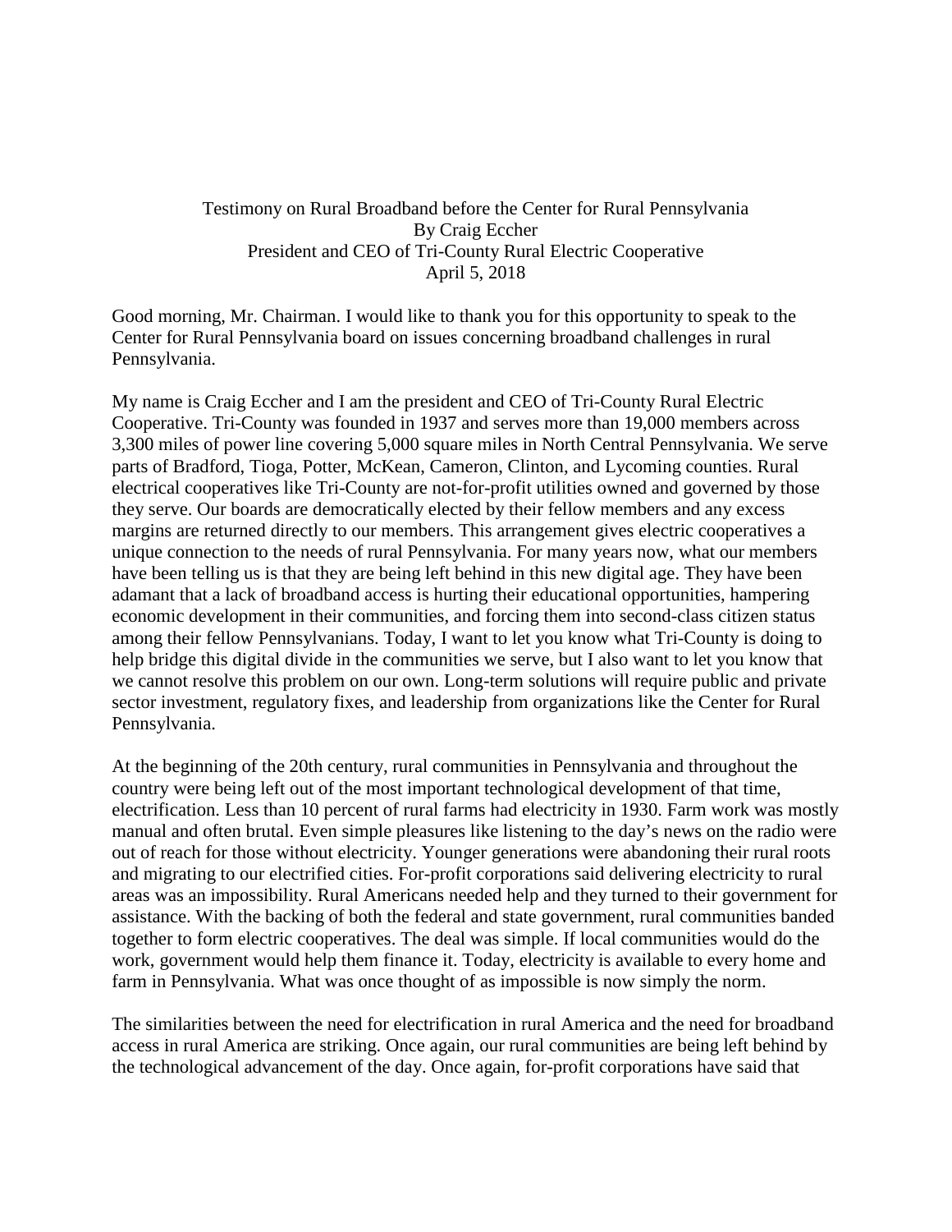Testimony on Rural Broadband before the Center for Rural Pennsylvania
By Craig Eccher
President and CEO of Tri-County Rural Electric Cooperative
April 5, 2018

Good morning, Mr. Chairman. I would like to thank you for this opportunity to speak to the Center for Rural Pennsylvania board on issues concerning broadband challenges in rural Pennsylvania.

My name is Craig Eccher and I am the president and CEO of Tri-County Rural Electric Cooperative. Tri-County was founded in 1937 and serves more than 19,000 members across 3,300 miles of power line covering 5,000 square miles in North Central Pennsylvania. We serve parts of Bradford, Tioga, Potter, McKean, Cameron, Clinton, and Lycoming counties. Rural electrical cooperatives like Tri-County are not-for-profit utilities owned and governed by those they serve. Our boards are democratically elected by their fellow members and any excess margins are returned directly to our members. This arrangement gives electric cooperatives a unique connection to the needs of rural Pennsylvania. For many years now, what our members have been telling us is that they are being left behind in this new digital age. They have been adamant that a lack of broadband access is hurting their educational opportunities, hampering economic development in their communities, and forcing them into second-class citizen status among their fellow Pennsylvanians. Today, I want to let you know what Tri-County is doing to help bridge this digital divide in the communities we serve, but I also want to let you know that we cannot resolve this problem on our own. Long-term solutions will require public and private sector investment, regulatory fixes, and leadership from organizations like the Center for Rural Pennsylvania.

At the beginning of the 20th century, rural communities in Pennsylvania and throughout the country were being left out of the most important technological development of that time, electrification. Less than 10 percent of rural farms had electricity in 1930. Farm work was mostly manual and often brutal. Even simple pleasures like listening to the day's news on the radio were out of reach for those without electricity. Younger generations were abandoning their rural roots and migrating to our electrified cities. For-profit corporations said delivering electricity to rural areas was an impossibility. Rural Americans needed help and they turned to their government for assistance. With the backing of both the federal and state government, rural communities banded together to form electric cooperatives. The deal was simple. If local communities would do the work, government would help them finance it. Today, electricity is available to every home and farm in Pennsylvania. What was once thought of as impossible is now simply the norm.

The similarities between the need for electrification in rural America and the need for broadband access in rural America are striking. Once again, our rural communities are being left behind by the technological advancement of the day. Once again, for-profit corporations have said that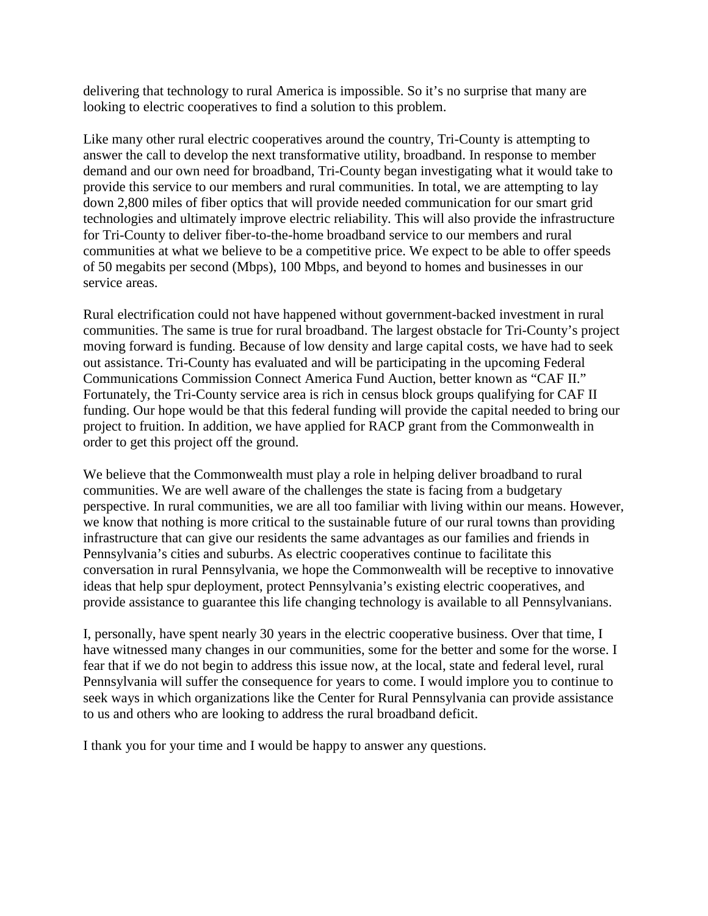delivering that technology to rural America is impossible. So it's no surprise that many are looking to electric cooperatives to find a solution to this problem.

Like many other rural electric cooperatives around the country, Tri-County is attempting to answer the call to develop the next transformative utility, broadband. In response to member demand and our own need for broadband, Tri-County began investigating what it would take to provide this service to our members and rural communities. In total, we are attempting to lay down 2,800 miles of fiber optics that will provide needed communication for our smart grid technologies and ultimately improve electric reliability. This will also provide the infrastructure for Tri-County to deliver fiber-to-the-home broadband service to our members and rural communities at what we believe to be a competitive price. We expect to be able to offer speeds of 50 megabits per second (Mbps), 100 Mbps, and beyond to homes and businesses in our service areas.

Rural electrification could not have happened without government-backed investment in rural communities. The same is true for rural broadband. The largest obstacle for Tri-County's project moving forward is funding. Because of low density and large capital costs, we have had to seek out assistance. Tri-County has evaluated and will be participating in the upcoming Federal Communications Commission Connect America Fund Auction, better known as "CAF II." Fortunately, the Tri-County service area is rich in census block groups qualifying for CAF II funding. Our hope would be that this federal funding will provide the capital needed to bring our project to fruition. In addition, we have applied for RACP grant from the Commonwealth in order to get this project off the ground.

We believe that the Commonwealth must play a role in helping deliver broadband to rural communities. We are well aware of the challenges the state is facing from a budgetary perspective. In rural communities, we are all too familiar with living within our means. However, we know that nothing is more critical to the sustainable future of our rural towns than providing infrastructure that can give our residents the same advantages as our families and friends in Pennsylvania's cities and suburbs. As electric cooperatives continue to facilitate this conversation in rural Pennsylvania, we hope the Commonwealth will be receptive to innovative ideas that help spur deployment, protect Pennsylvania's existing electric cooperatives, and provide assistance to guarantee this life changing technology is available to all Pennsylvanians.

I, personally, have spent nearly 30 years in the electric cooperative business. Over that time, I have witnessed many changes in our communities, some for the better and some for the worse. I fear that if we do not begin to address this issue now, at the local, state and federal level, rural Pennsylvania will suffer the consequence for years to come. I would implore you to continue to seek ways in which organizations like the Center for Rural Pennsylvania can provide assistance to us and others who are looking to address the rural broadband deficit.

I thank you for your time and I would be happy to answer any questions.